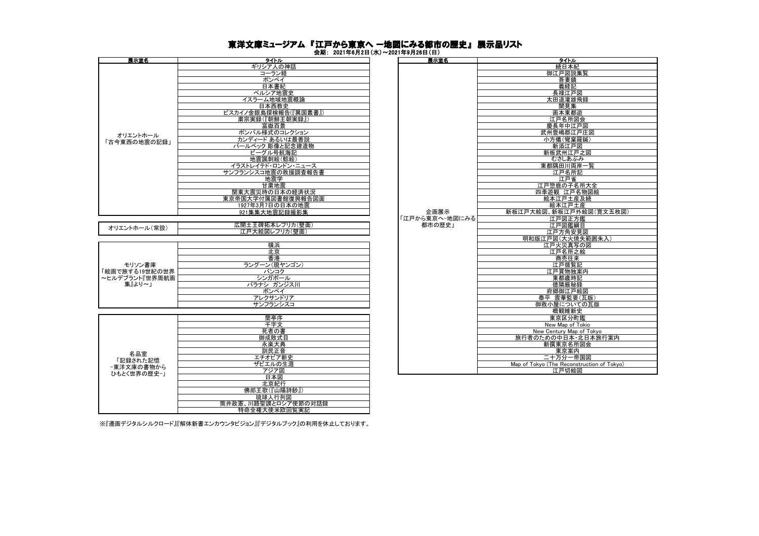# 東洋文庫ミュージアム『江戸から東京へ ー地図にみる都市の歴史』 展示品リスト

会期： 2021年6月2日（水）～2021年9月26日（日）

| 展示室名 | タイトル |
|---|---|
| オリエントホール「古今東西の地震の記録」 | ギリシア人の神話 |
| | コーラン経 |
| | ポンペイ |
| | 日本書紀 |
| | ペルシア地震史 |
| | イスラーム地域地震概論 |
| | 日本西教史 |
| | ビスカイノ金銀島探検報告（『異国叢書』） |
| | 粛宗実録（『朝鮮王朝実録』） |
| | 富嶽百景 |
| | ポンバル様式のコレクション |
| | カンディード あるいは最善説 |
| | バールベック 彫像と記念建造物 |
| | ビーグル号航海記 |
| | 地震諷刺絵（鯰絵） |
| | イラストレイテド・ロンドン・ニュース |
| | サンフランシスコ地震の救援調査報告書 |
| | 地震学 |
| | 甘粛地震 |
| | 関東大震災時の日本の経済状況 |
| | 東京帝国大学付属図書館復興報告図面 |
| | 1927年3月7日の日本の地震 |
| | 921集集大地震記録撮影集 |

| 展示室名 | タイトル |
|---|---|
| オリエントホール（常設） | 広開土王碑拓本レプリカ（壁面） |
| | 江戸大絵図レプリカ（壁面） |

| 展示室名 | タイトル |
|---|---|
| モリソン書庫「絵画で旅する19世紀の世界～ヒルデブラント『世界周航画集』より～」 | 横浜 |
| | 北京 |
| | 香港 |
| | ラングーン（現ヤンゴン） |
| | バンコク |
| | シンガポール |
| | バラナシ ガンジス川 |
| | ボンベイ |
| | アレクサンドリア |
| | サンフランシスコ |

| 展示室名 | タイトル |
|---|---|
| 名品室「記録された記憶 -東洋文庫の書物からひもとく世界の歴史-」 | 蘭亭序 |
| | 千字文 |
| | 死者の書 |
| | 御成敗式目 |
| | 永楽大典 |
| | 訓民正音 |
| | エチオピア新史 |
| | ザビエルの生涯 |
| | アジア図 |
| | 日本図 |
| | 北京紀行 |
| | 佛郎王歌（『山陽詩鈔』） |
| | 琉球人行列図 |
| | 筒井政憲、川路聖謨とロシア使節の対話録 |
| | 特命全権大使米欧回覧実記 |

| 展示室名 | タイトル |
|---|---|
| 企画展示「江戸から東京へ―地図にみる都市の歴史」 | 続日本紀 |
| | 御江戸図説集覧 |
| | 吾妻鏡 |
| | 義経記 |
| | 長禄江戸図 |
| | 太田道灌雄飛録 |
| | 聞見集 |
| | 画本東都遊 |
| | 江戸名所図会 |
| | 慶長年中江戸図 |
| | 武州豊嶋郡江戸庄図 |
| | 小方儀（鶯窠羅鍼） |
| | 新添江戸図 |
| | 新板武州江戸之図 |
| | むさしあぶみ |
| | 東都隅田川両岸一覧 |
| | 江戸名所記 |
| | 江戸雀 |
| | 江戸惣鹿の子名所大全 |
| | 四季遊観 江戸名物図絵 |
| | 絵本江戸土産及続 |
| | 絵本江戸土産 |
| | 新板江戸大絵図、新板江戸外絵図（寛文五枚図） |
| | 江戸図正方鑑 |
| | 江戸図鑑綱目 |
| | 江戸方角安見図 |
| | 明和版江戸図（大火焼失範囲朱入） |
| | 江戸火災真写の図 |
| | 江戸名所之絵 |
| | 商売往来 |
| | 江戸循覧記 |
| | 江戸買物独案内 |
| | 東都歳時記 |
| | 徳隣厳秘録 |
| | 府郷御江戸絵図 |
| | 泰平 震華監要（瓦版） |
| | 御救小屋についての瓦版 |
| | 概観維新史 |
| | 東京区分町鑑 |
| | New Map of Tokio |
| | New Century Map of Tokyo |
| | 旅行者のための中日本・北日本旅行案内 |
| | 新撰東京名所図会 |
| | 東京案内 |
| | 二十万分一帝国図 |
| | Map of Tokyo (The Reconstruction of Tokyo) |
| | 江戸切絵図 |

※『遷画デジタルシルクロード』『解体新書エンカウンタビジョン』『デジタルブック』の利用を休止しております。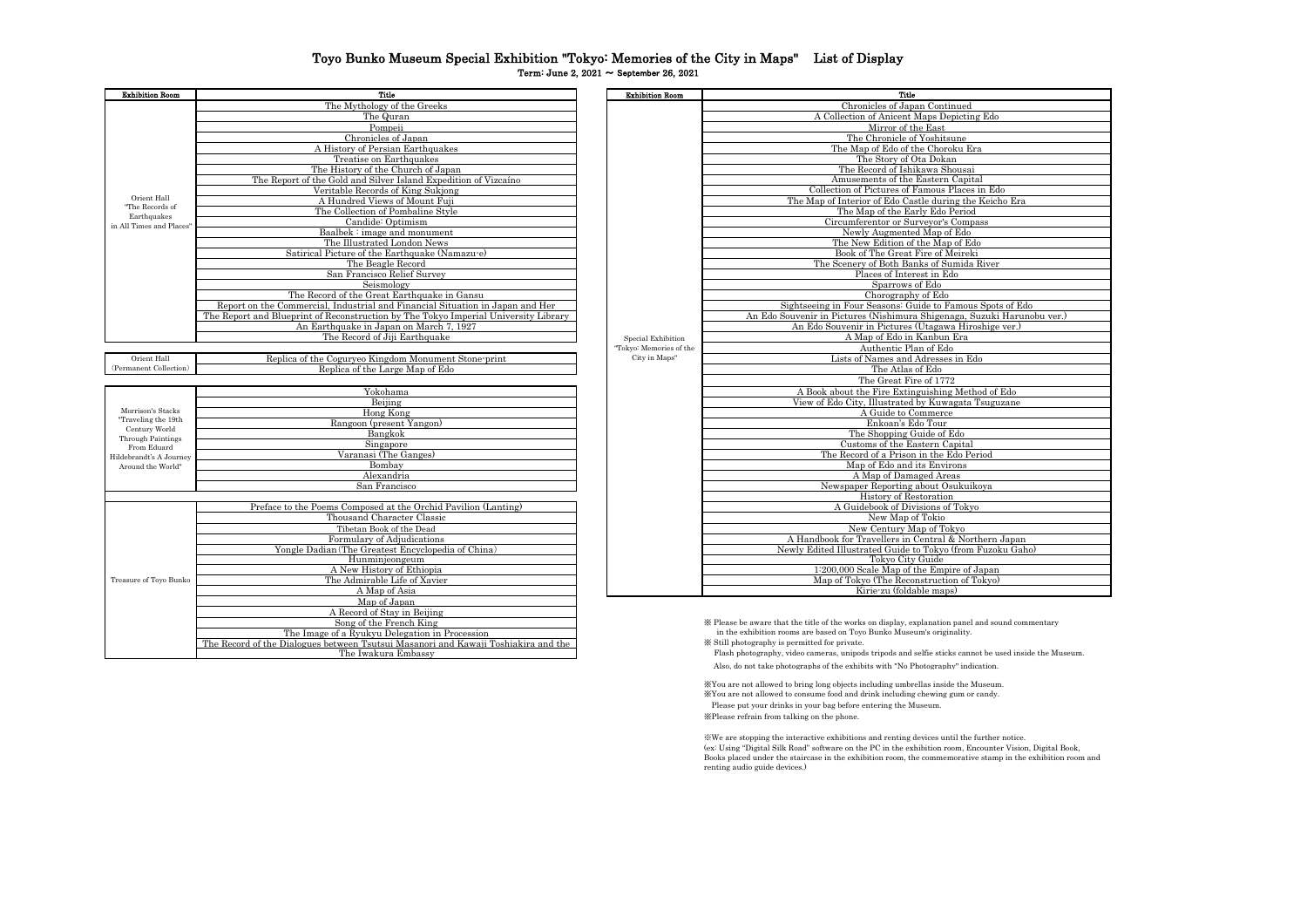# Toyo Bunko Museum Special Exhibition "Tokyo: Memories of the City in Maps" List of Display

Term: June 2, 2021 ～ September 26, 2021

| Exhibition Room | Title |
|---|---|
| Orient Hall "The Records of Earthquakes in All Times and Places" | The Mythology of the Greeks |
| | The Quran |
| | Pompeii |
| | Chronicles of Japan |
| | A History of Persian Earthquakes |
| | Treatise on Earthquakes |
| | The History of the Church of Japan |
| | The Report of the Gold and Silver Island Expedition of Vizcaíno |
| | Veritable Records of King Sukjong |
| | A Hundred Views of Mount Fuji |
| | The Collection of Pombaline Style |
| | Candide: Optimism |
| | Baalbek : image and monument |
| | The Illustrated London News |
| | Satirical Picture of the Earthquake (Namazu-e) |
| | The Beagle Record |
| | San Francisco Relief Survey |
| | Seismology |
| | The Record of the Great Earthquake in Gansu |
| | Report on the Commercial, Industrial and Financial Situation in Japan and Her |
| | The Report and Blueprint of Reconstruction by The Tokyo Imperial University Library |
| | An Earthquake in Japan on March 7, 1927 |
| | The Record of Jiji Earthquake |

| Exhibition Room | Title |
|---|---|
| Orient Hall (Permanent Collection) | Replica of the Coguryeo Kingdom Monument Stone-print |
| | Replica of the Large Map of Edo |

| Exhibition Room | Title |
|---|---|
| Morrison's Stacks "Traveling the 19th Century World Through Paintings From Eduard Hildebrandt's A Journey Around the World" | Yokohama |
| | Beijing |
| | Hong Kong |
| | Rangoon (present Yangon) |
| | Bangkok |
| | Singapore |
| | Varanasi (The Ganges) |
| | Bombay |
| | Alexandria |
| | San Francisco |

| Exhibition Room | Title |
|---|---|
| Treasure of Toyo Bunko | Preface to the Poems Composed at the Orchid Pavilion (Lanting) |
| | Thousand Character Classic |
| | Tibetan Book of the Dead |
| | Formulary of Adjudications |
| | Yongle Dadian (The Greatest Encyclopedia of China) |
| | Hunminjeongeum |
| | A New History of Ethiopia |
| | The Admirable Life of Xavier |
| | A Map of Asia |
| | Map of Japan |
| | A Record of Stay in Beijing |
| | Song of the French King |
| | The Image of a Ryukyu Delegation in Procession |
| | The Record of the Dialogues between Tsutsui Masanori and Kawaji Toshiakira and the |
| | The Iwakura Embassy |

| Exhibition Room | Title |
|---|---|
| Special Exhibition "Tokyo: Memories of the City in Maps" | Chronicles of Japan Continued |
| | A Collection of Anicent Maps Depicting Edo |
| | Mirror of the East |
| | The Chronicle of Yoshitsune |
| | The Map of Edo of the Choroku Era |
| | The Story of Ota Dokan |
| | The Record of Ishikawa Shousai |
| | Amusements of the Eastern Capital |
| | Collection of Pictures of Famous Places in Edo |
| | The Map of Interior of Edo Castle during the Keicho Era |
| | The Map of the Early Edo Period |
| | Circumferentor or Surveyor's Compass |
| | Newly Augmented Map of Edo |
| | The New Edition of the Map of Edo |
| | Book of The Great Fire of Meireki |
| | The Scenery of Both Banks of Sumida River |
| | Places of Interest in Edo |
| | Sparrows of Edo |
| | Chorography of Edo |
| | Sightseeing in Four Seasons: Guide to Famous Spots of Edo |
| | An Edo Souvenir in Pictures (Nishimura Shigenaga, Suzuki Harunobu ver.) |
| | An Edo Souvenir in Pictures (Utagawa Hiroshige ver.) |
| | A Map of Edo in Kanbun Era |
| | Authentic Plan of Edo |
| | Lists of Names and Adresses in Edo |
| | The Atlas of Edo |
| | The Great Fire of 1772 |
| | A Book about the Fire Extinguishing Method of Edo |
| | View of Edo City, Illustrated by Kuwagata Tsuguzane |
| | A Guide to Commerce |
| | Enkoan's Edo Tour |
| | The Shopping Guide of Edo |
| | Customs of the Eastern Capital |
| | The Record of a Prison in the Edo Period |
| | Map of Edo and its Environs |
| | A Map of Damaged Areas |
| | Newspaper Reporting about Osukuikoya |
| | History of Restoration |
| | A Guidebook of Divisions of Tokyo |
| | New Map of Tokio |
| | New Century Map of Tokyo |
| | A Handbook for Travellers in Central & Northern Japan |
| | Newly Edited Illustrated Guide to Tokyo (from Fuzoku Gaho) |
| | Tokyo City Guide |
| | 1:200,000 Scale Map of the Empire of Japan |
| | Map of Tokyo (The Reconstruction of Tokyo) |
| | Kirie-zu (foldable maps) |

※ Please be aware that the title of the works on display, explanation panel and sound commentary in the exhibition rooms are based on Toyo Bunko Museum's originality.

※ Still photography is permitted for private.
Flash photography, video cameras, unipods tripods and selfie sticks cannot be used inside the Museum.
Also, do not take photographs of the exhibits with "No Photography" indication.

※You are not allowed to bring long objects including umbrellas inside the Museum.
※You are not allowed to consume food and drink including chewing gum or candy.
Please put your drinks in your bag before entering the Museum.
※Please refrain from talking on the phone.

※We are stopping the interactive exhibitions and renting devices until the further notice.
(ex: Using "Digital Silk Road" software on the PC in the exhibition room, Encounter Vision, Digital Book, Books placed under the staircase in the exhibition room, the commemorative stamp in the exhibition room and renting audio guide devices.)